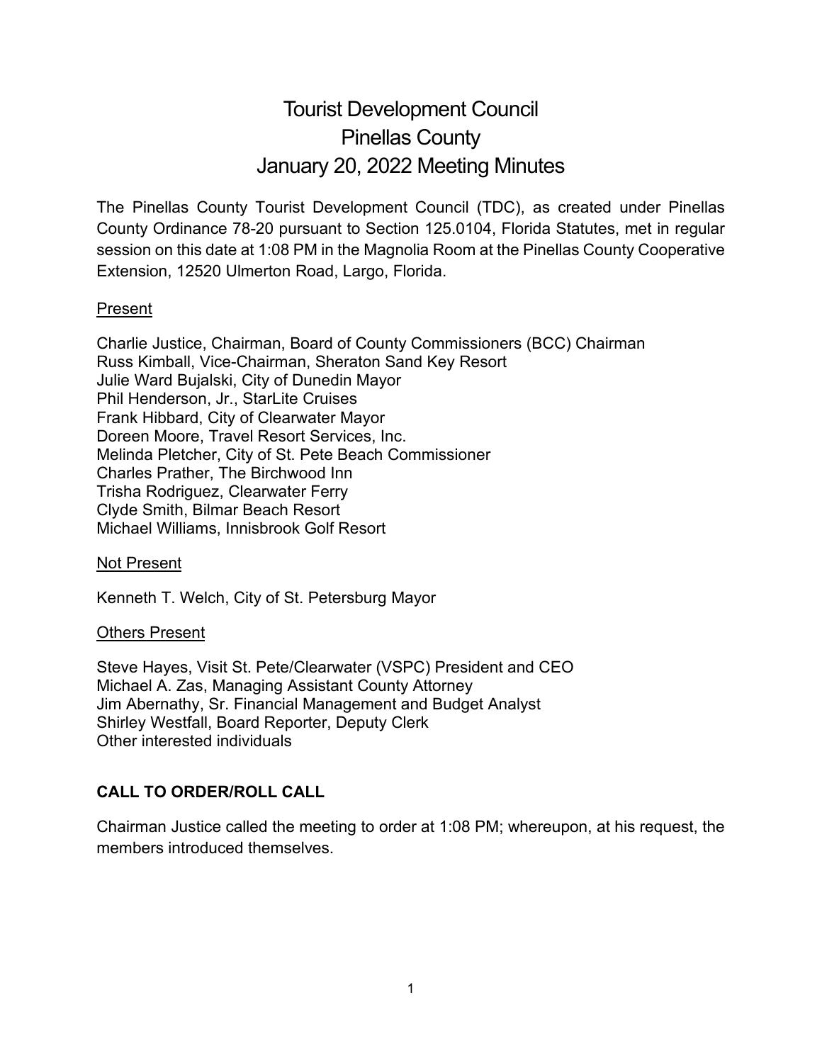# Tourist Development Council
# Pinellas County
# January 20, 2022 Meeting Minutes

The Pinellas County Tourist Development Council (TDC), as created under Pinellas County Ordinance 78-20 pursuant to Section 125.0104, Florida Statutes, met in regular session on this date at 1:08 PM in the Magnolia Room at the Pinellas County Cooperative Extension, 12520 Ulmerton Road, Largo, Florida.

Present

Charlie Justice, Chairman, Board of County Commissioners (BCC) Chairman
Russ Kimball, Vice-Chairman, Sheraton Sand Key Resort
Julie Ward Bujalski, City of Dunedin Mayor
Phil Henderson, Jr., StarLite Cruises
Frank Hibbard, City of Clearwater Mayor
Doreen Moore, Travel Resort Services, Inc.
Melinda Pletcher, City of St. Pete Beach Commissioner
Charles Prather, The Birchwood Inn
Trisha Rodriguez, Clearwater Ferry
Clyde Smith, Bilmar Beach Resort
Michael Williams, Innisbrook Golf Resort

Not Present

Kenneth T. Welch, City of St. Petersburg Mayor

Others Present

Steve Hayes, Visit St. Pete/Clearwater (VSPC) President and CEO
Michael A. Zas, Managing Assistant County Attorney
Jim Abernathy, Sr. Financial Management and Budget Analyst
Shirley Westfall, Board Reporter, Deputy Clerk
Other interested individuals

**CALL TO ORDER/ROLL CALL**

Chairman Justice called the meeting to order at 1:08 PM; whereupon, at his request, the members introduced themselves.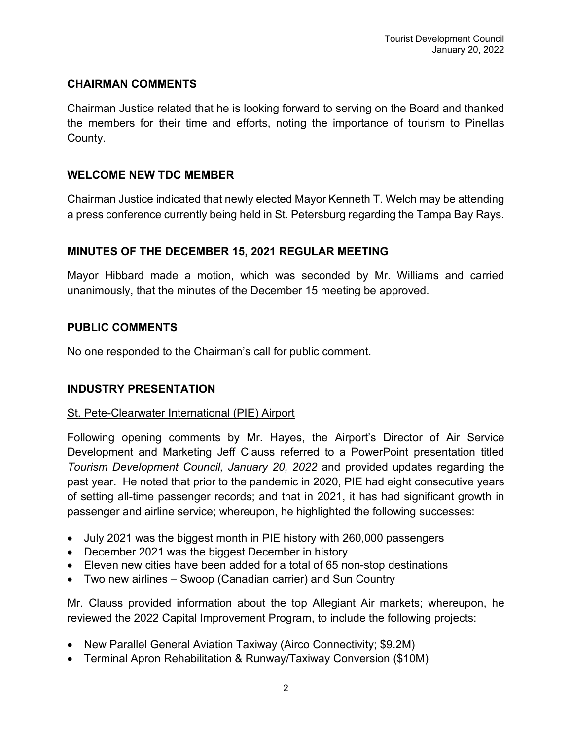## CHAIRMAN COMMENTS

Chairman Justice related that he is looking forward to serving on the Board and thanked the members for their time and efforts, noting the importance of tourism to Pinellas County.

## WELCOME NEW TDC MEMBER

Chairman Justice indicated that newly elected Mayor Kenneth T. Welch may be attending a press conference currently being held in St. Petersburg regarding the Tampa Bay Rays.

## MINUTES OF THE DECEMBER 15, 2021 REGULAR MEETING

Mayor Hibbard made a motion, which was seconded by Mr. Williams and carried unanimously, that the minutes of the December 15 meeting be approved.

## PUBLIC COMMENTS

No one responded to the Chairman's call for public comment.

## INDUSTRY PRESENTATION

St. Pete-Clearwater International (PIE) Airport

Following opening comments by Mr. Hayes, the Airport's Director of Air Service Development and Marketing Jeff Clauss referred to a PowerPoint presentation titled *Tourism Development Council, January 20, 2022* and provided updates regarding the past year. He noted that prior to the pandemic in 2020, PIE had eight consecutive years of setting all-time passenger records; and that in 2021, it has had significant growth in passenger and airline service; whereupon, he highlighted the following successes:

- July 2021 was the biggest month in PIE history with 260,000 passengers
- December 2021 was the biggest December in history
- Eleven new cities have been added for a total of 65 non-stop destinations
- Two new airlines – Swoop (Canadian carrier) and Sun Country

Mr. Clauss provided information about the top Allegiant Air markets; whereupon, he reviewed the 2022 Capital Improvement Program, to include the following projects:

- New Parallel General Aviation Taxiway (Airco Connectivity; $9.2M)
- Terminal Apron Rehabilitation & Runway/Taxiway Conversion ($10M)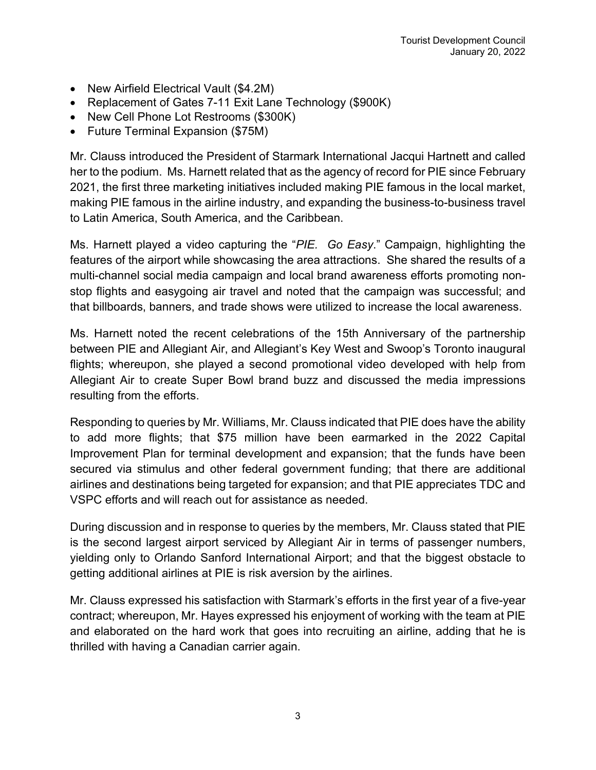- New Airfield Electrical Vault ($4.2M)
- Replacement of Gates 7-11 Exit Lane Technology ($900K)
- New Cell Phone Lot Restrooms ($300K)
- Future Terminal Expansion ($75M)

Mr. Clauss introduced the President of Starmark International Jacqui Hartnett and called her to the podium. Ms. Harnett related that as the agency of record for PIE since February 2021, the first three marketing initiatives included making PIE famous in the local market, making PIE famous in the airline industry, and expanding the business-to-business travel to Latin America, South America, and the Caribbean.

Ms. Harnett played a video capturing the "*PIE. Go Easy*." Campaign, highlighting the features of the airport while showcasing the area attractions. She shared the results of a multi-channel social media campaign and local brand awareness efforts promoting non-stop flights and easygoing air travel and noted that the campaign was successful; and that billboards, banners, and trade shows were utilized to increase the local awareness.

Ms. Harnett noted the recent celebrations of the 15th Anniversary of the partnership between PIE and Allegiant Air, and Allegiant's Key West and Swoop's Toronto inaugural flights; whereupon, she played a second promotional video developed with help from Allegiant Air to create Super Bowl brand buzz and discussed the media impressions resulting from the efforts.

Responding to queries by Mr. Williams, Mr. Clauss indicated that PIE does have the ability to add more flights; that $75 million have been earmarked in the 2022 Capital Improvement Plan for terminal development and expansion; that the funds have been secured via stimulus and other federal government funding; that there are additional airlines and destinations being targeted for expansion; and that PIE appreciates TDC and VSPC efforts and will reach out for assistance as needed.

During discussion and in response to queries by the members, Mr. Clauss stated that PIE is the second largest airport serviced by Allegiant Air in terms of passenger numbers, yielding only to Orlando Sanford International Airport; and that the biggest obstacle to getting additional airlines at PIE is risk aversion by the airlines.

Mr. Clauss expressed his satisfaction with Starmark's efforts in the first year of a five-year contract; whereupon, Mr. Hayes expressed his enjoyment of working with the team at PIE and elaborated on the hard work that goes into recruiting an airline, adding that he is thrilled with having a Canadian carrier again.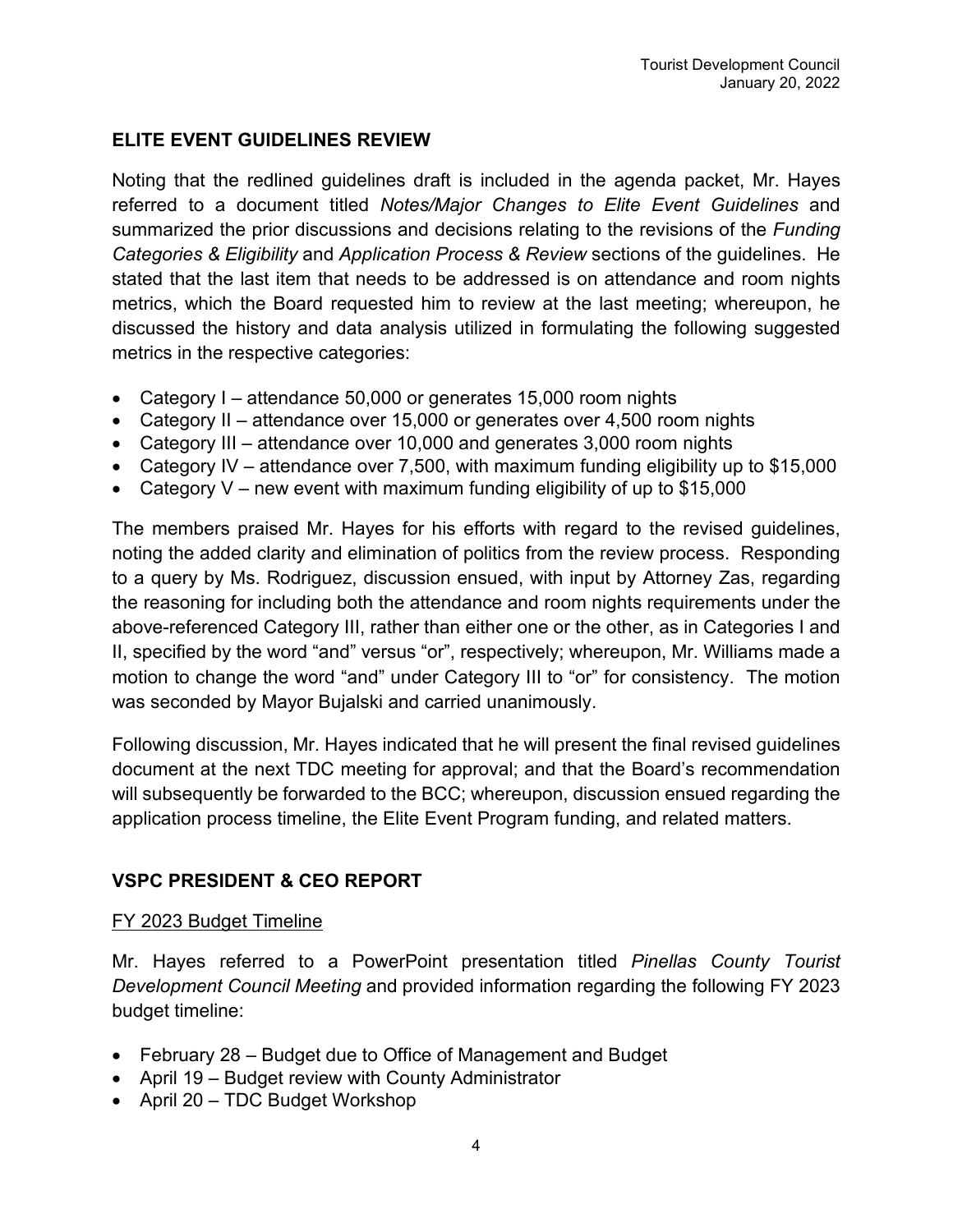## ELITE EVENT GUIDELINES REVIEW

Noting that the redlined guidelines draft is included in the agenda packet, Mr. Hayes referred to a document titled *Notes/Major Changes to Elite Event Guidelines* and summarized the prior discussions and decisions relating to the revisions of the *Funding Categories & Eligibility* and *Application Process & Review* sections of the guidelines. He stated that the last item that needs to be addressed is on attendance and room nights metrics, which the Board requested him to review at the last meeting; whereupon, he discussed the history and data analysis utilized in formulating the following suggested metrics in the respective categories:

- Category I – attendance 50,000 or generates 15,000 room nights
- Category II – attendance over 15,000 or generates over 4,500 room nights
- Category III – attendance over 10,000 and generates 3,000 room nights
- Category IV – attendance over 7,500, with maximum funding eligibility up to $15,000
- Category V – new event with maximum funding eligibility of up to $15,000

The members praised Mr. Hayes for his efforts with regard to the revised guidelines, noting the added clarity and elimination of politics from the review process. Responding to a query by Ms. Rodriguez, discussion ensued, with input by Attorney Zas, regarding the reasoning for including both the attendance and room nights requirements under the above-referenced Category III, rather than either one or the other, as in Categories I and II, specified by the word "and" versus "or", respectively; whereupon, Mr. Williams made a motion to change the word "and" under Category III to "or" for consistency. The motion was seconded by Mayor Bujalski and carried unanimously.

Following discussion, Mr. Hayes indicated that he will present the final revised guidelines document at the next TDC meeting for approval; and that the Board's recommendation will subsequently be forwarded to the BCC; whereupon, discussion ensued regarding the application process timeline, the Elite Event Program funding, and related matters.

## VSPC PRESIDENT & CEO REPORT

### FY 2023 Budget Timeline

Mr. Hayes referred to a PowerPoint presentation titled *Pinellas County Tourist Development Council Meeting* and provided information regarding the following FY 2023 budget timeline:

- February 28 – Budget due to Office of Management and Budget
- April 19 – Budget review with County Administrator
- April 20 – TDC Budget Workshop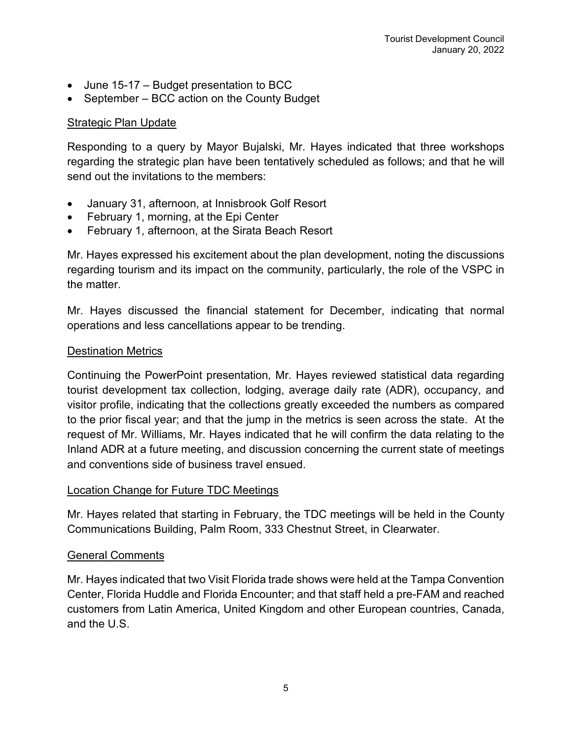- June 15-17 – Budget presentation to BCC
- September – BCC action on the County Budget

Strategic Plan Update

Responding to a query by Mayor Bujalski, Mr. Hayes indicated that three workshops regarding the strategic plan have been tentatively scheduled as follows; and that he will send out the invitations to the members:

- January 31, afternoon, at Innisbrook Golf Resort
- February 1, morning, at the Epi Center
- February 1, afternoon, at the Sirata Beach Resort

Mr. Hayes expressed his excitement about the plan development, noting the discussions regarding tourism and its impact on the community, particularly, the role of the VSPC in the matter.

Mr. Hayes discussed the financial statement for December, indicating that normal operations and less cancellations appear to be trending.

Destination Metrics

Continuing the PowerPoint presentation, Mr. Hayes reviewed statistical data regarding tourist development tax collection, lodging, average daily rate (ADR), occupancy, and visitor profile, indicating that the collections greatly exceeded the numbers as compared to the prior fiscal year; and that the jump in the metrics is seen across the state. At the request of Mr. Williams, Mr. Hayes indicated that he will confirm the data relating to the Inland ADR at a future meeting, and discussion concerning the current state of meetings and conventions side of business travel ensued.

Location Change for Future TDC Meetings

Mr. Hayes related that starting in February, the TDC meetings will be held in the County Communications Building, Palm Room, 333 Chestnut Street, in Clearwater.

General Comments

Mr. Hayes indicated that two Visit Florida trade shows were held at the Tampa Convention Center, Florida Huddle and Florida Encounter; and that staff held a pre-FAM and reached customers from Latin America, United Kingdom and other European countries, Canada, and the U.S.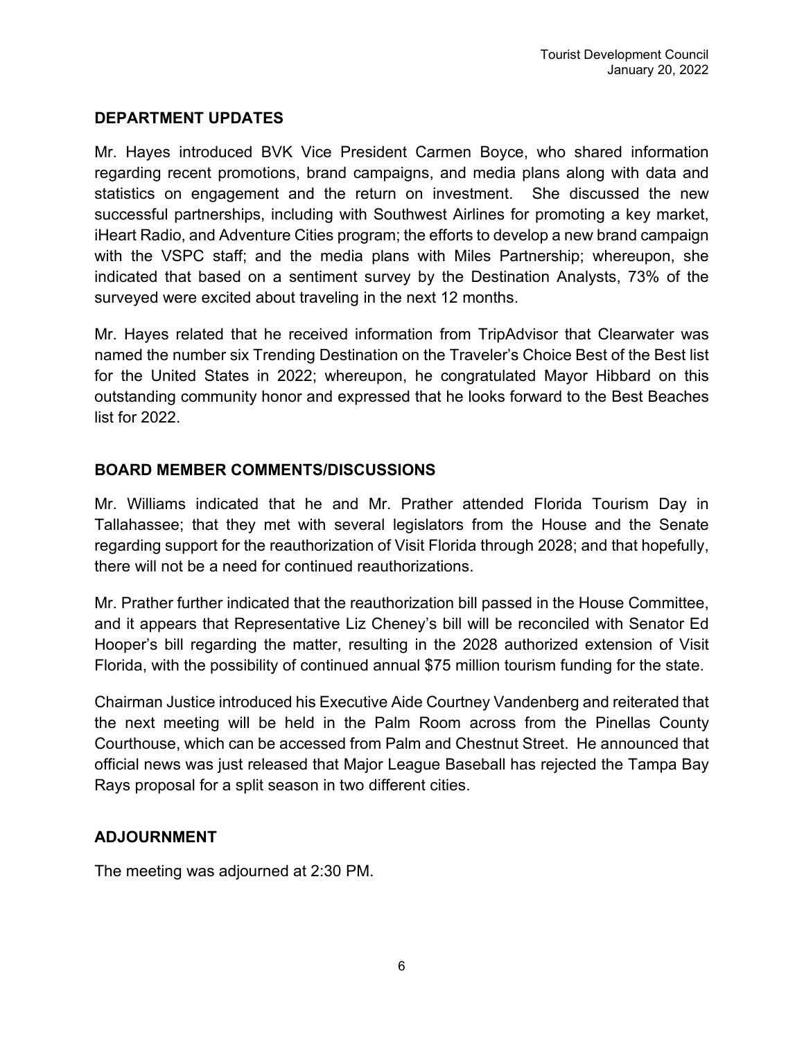## DEPARTMENT UPDATES

Mr. Hayes introduced BVK Vice President Carmen Boyce, who shared information regarding recent promotions, brand campaigns, and media plans along with data and statistics on engagement and the return on investment. She discussed the new successful partnerships, including with Southwest Airlines for promoting a key market, iHeart Radio, and Adventure Cities program; the efforts to develop a new brand campaign with the VSPC staff; and the media plans with Miles Partnership; whereupon, she indicated that based on a sentiment survey by the Destination Analysts, 73% of the surveyed were excited about traveling in the next 12 months.

Mr. Hayes related that he received information from TripAdvisor that Clearwater was named the number six Trending Destination on the Traveler's Choice Best of the Best list for the United States in 2022; whereupon, he congratulated Mayor Hibbard on this outstanding community honor and expressed that he looks forward to the Best Beaches list for 2022.

## BOARD MEMBER COMMENTS/DISCUSSIONS

Mr. Williams indicated that he and Mr. Prather attended Florida Tourism Day in Tallahassee; that they met with several legislators from the House and the Senate regarding support for the reauthorization of Visit Florida through 2028; and that hopefully, there will not be a need for continued reauthorizations.

Mr. Prather further indicated that the reauthorization bill passed in the House Committee, and it appears that Representative Liz Cheney's bill will be reconciled with Senator Ed Hooper's bill regarding the matter, resulting in the 2028 authorized extension of Visit Florida, with the possibility of continued annual $75 million tourism funding for the state.

Chairman Justice introduced his Executive Aide Courtney Vandenberg and reiterated that the next meeting will be held in the Palm Room across from the Pinellas County Courthouse, which can be accessed from Palm and Chestnut Street. He announced that official news was just released that Major League Baseball has rejected the Tampa Bay Rays proposal for a split season in two different cities.

## ADJOURNMENT

The meeting was adjourned at 2:30 PM.